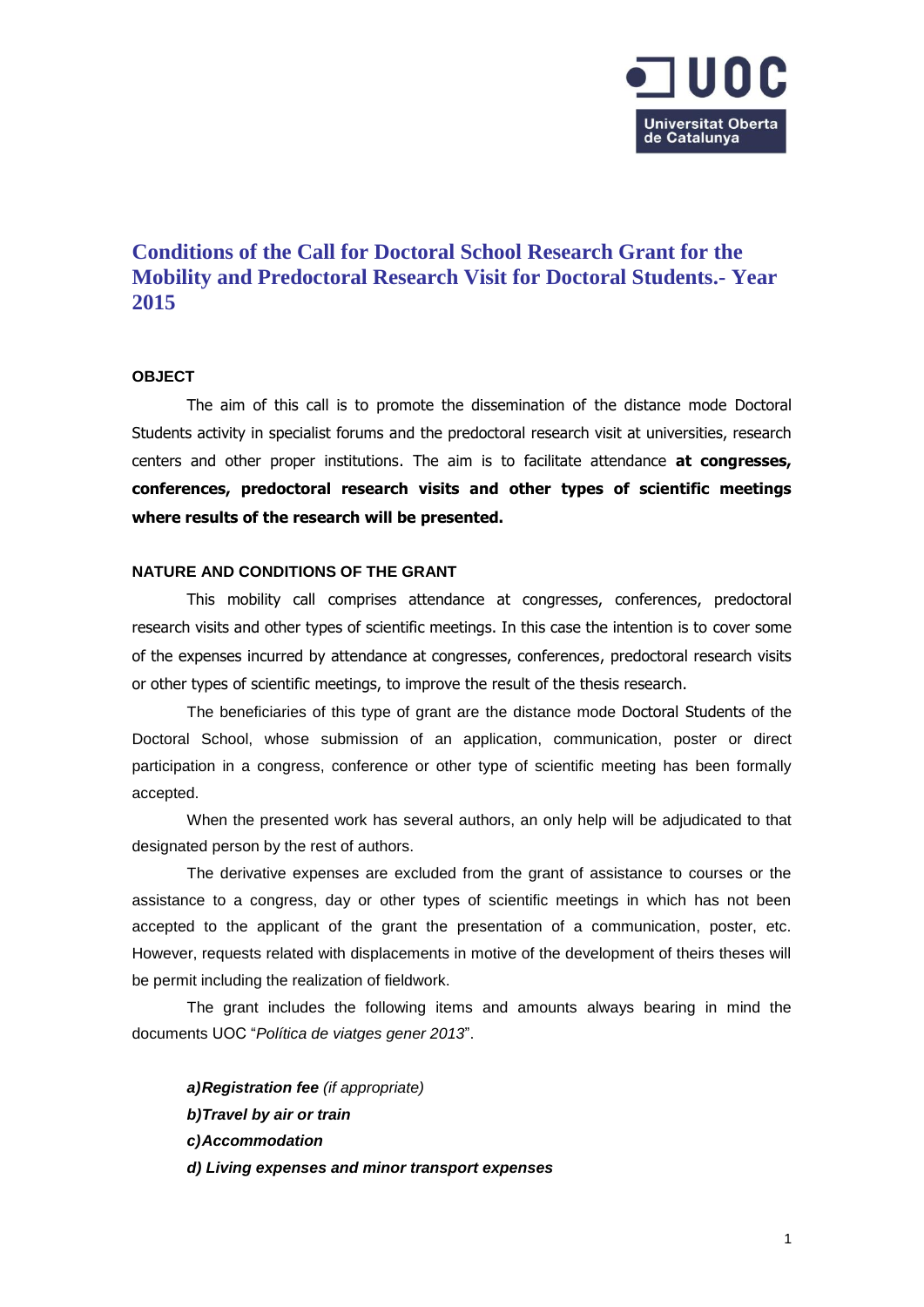# Conditions of the Call for Doctoral School Research Grant for the Mobility and Predoctoral Research Visit for Doctoral Students.- Year 2015

## OBJECT

The aim of this call is to promote the dissemination of the distance mode Doctoral Students activity in specialist forums and the predoctoral research visit at universities, research centers and other proper institutions. The aim is to facilitate attendance **at congresses, conferences, predoctoral research visits and other types of scientific meetings where results of the research will be presented.**

## NATURE AND CONDITIONS OF THE GRANT

This mobility call comprises attendance at congresses, conferences, predoctoral research visits and other types of scientific meetings. In this case the intention is to cover some of the expenses incurred by attendance at congresses, conferences, predoctoral research visits or other types of scientific meetings, to improve the result of the thesis research.

The beneficiaries of this type of grant are the distance mode Doctoral Students of the Doctoral School, whose submission of an application, communication, poster or direct participation in a congress, conference or other type of scientific meeting has been formally accepted.

When the presented work has several authors, an only help will be adjudicated to that designated person by the rest of authors.

The derivative expenses are excluded from the grant of assistance to courses or the assistance to a congress, day or other types of scientific meetings in which has not been accepted to the applicant of the grant the presentation of a communication, poster, etc. However, requests related with displacements in motive of the development of theirs theses will be permit including the realization of fieldwork.

The grant includes the following items and amounts always bearing in mind the documents UOC "*Política de viatges gener 2013*".

***a)Registration fee*** *(if appropriate)*
***b)Travel by air or train***
***c)Accommodation***
***d) Living expenses and minor transport expenses***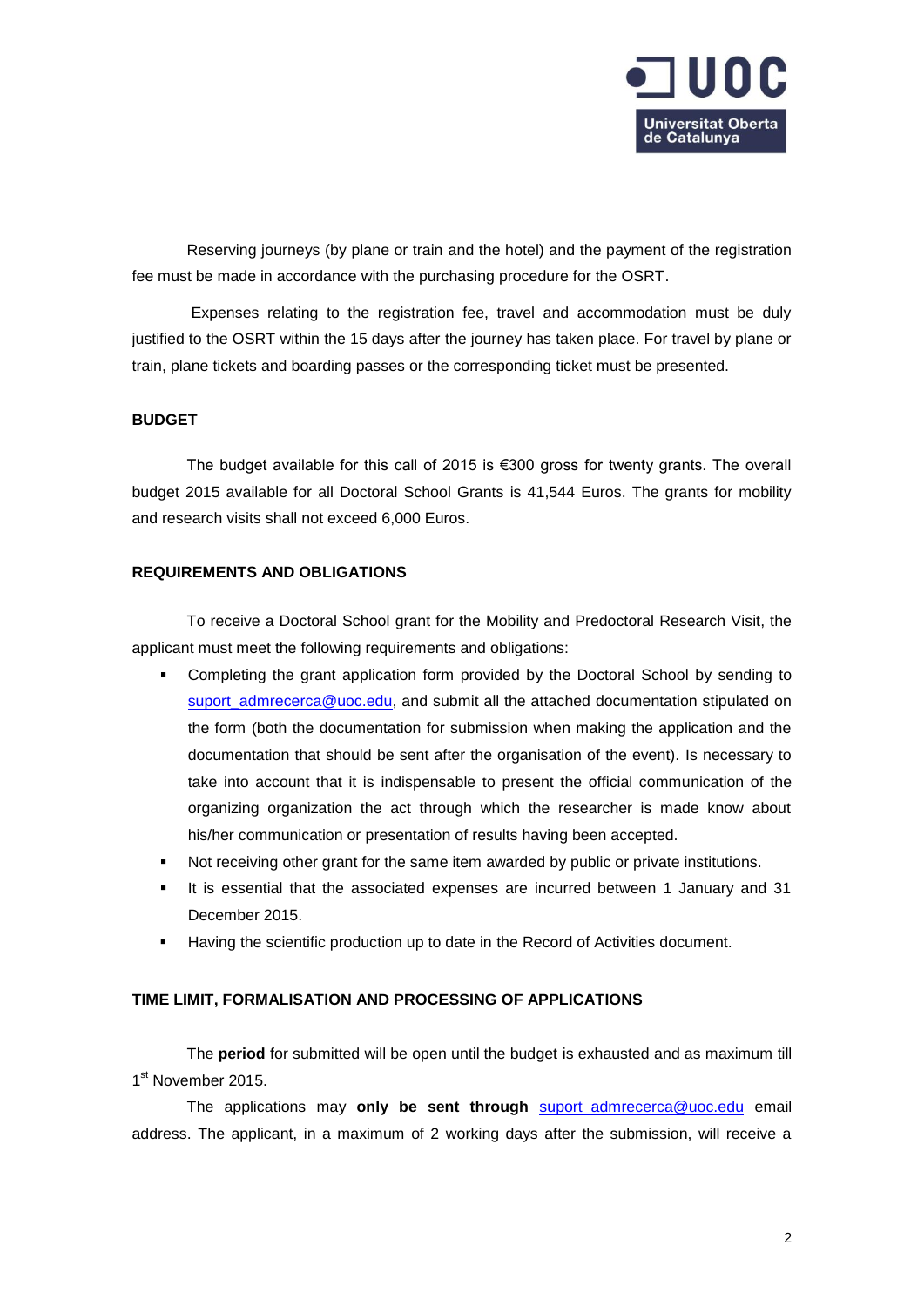Reserving journeys (by plane or train and the hotel) and the payment of the registration fee must be made in accordance with the purchasing procedure for the OSRT.

Expenses relating to the registration fee, travel and accommodation must be duly justified to the OSRT within the 15 days after the journey has taken place. For travel by plane or train, plane tickets and boarding passes or the corresponding ticket must be presented.

**BUDGET**

The budget available for this call of 2015 is €300 gross for twenty grants. The overall budget 2015 available for all Doctoral School Grants is 41,544 Euros. The grants for mobility and research visits shall not exceed 6,000 Euros.

**REQUIREMENTS AND OBLIGATIONS**

To receive a Doctoral School grant for the Mobility and Predoctoral Research Visit, the applicant must meet the following requirements and obligations:

- Completing the grant application form provided by the Doctoral School by sending to suport_admrecerca@uoc.edu, and submit all the attached documentation stipulated on the form (both the documentation for submission when making the application and the documentation that should be sent after the organisation of the event). Is necessary to take into account that it is indispensable to present the official communication of the organizing organization the act through which the researcher is made know about his/her communication or presentation of results having been accepted.
- Not receiving other grant for the same item awarded by public or private institutions.
- It is essential that the associated expenses are incurred between 1 January and 31 December 2015.
- Having the scientific production up to date in the Record of Activities document.

**TIME LIMIT, FORMALISATION AND PROCESSING OF APPLICATIONS**

The **period** for submitted will be open until the budget is exhausted and as maximum till 1st November 2015.

The applications may **only be sent through** suport_admrecerca@uoc.edu email address. The applicant, in a maximum of 2 working days after the submission, will receive a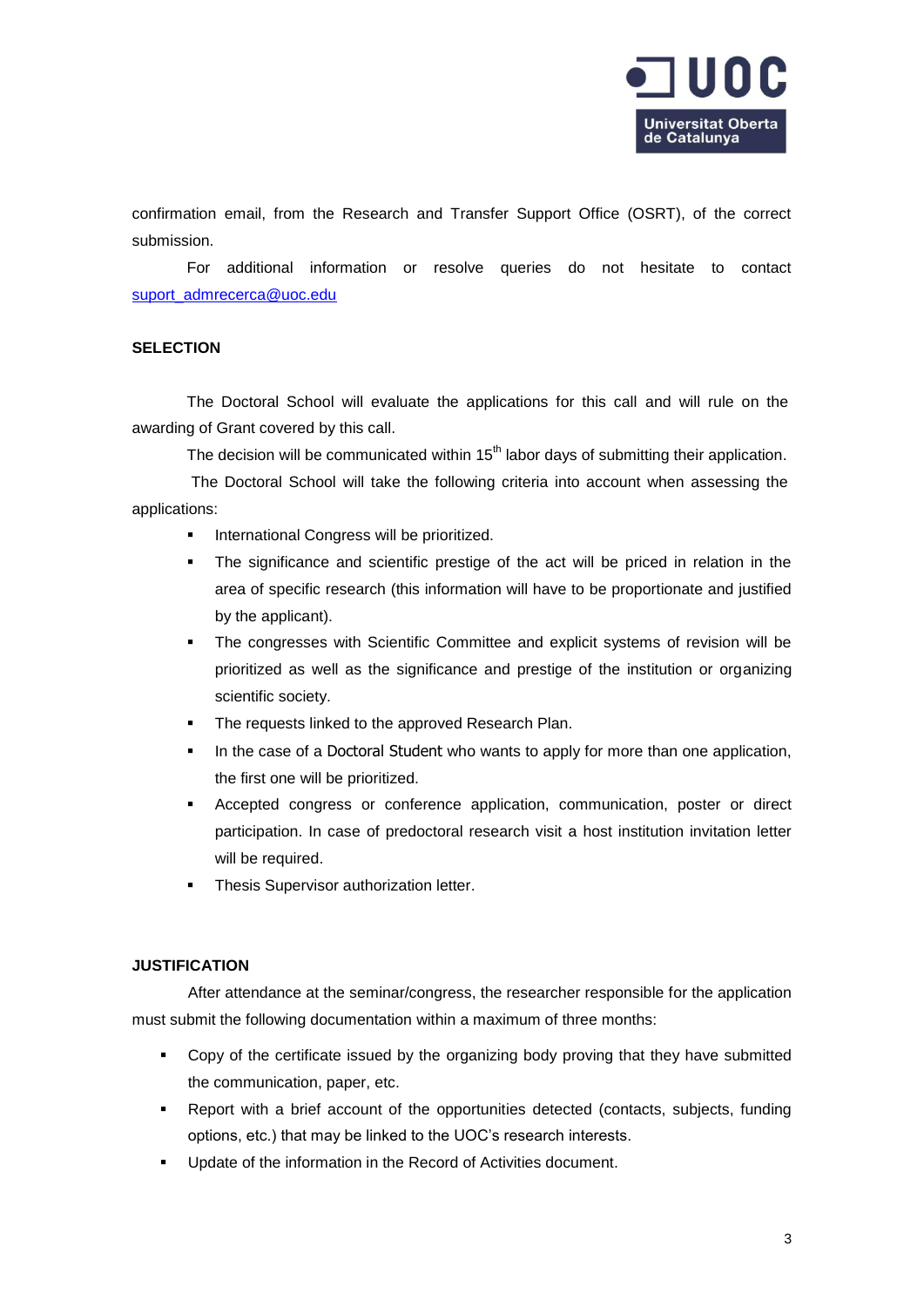confirmation email, from the Research and Transfer Support Office (OSRT), of the correct submission.

For additional information or resolve queries do not hesitate to contact suport_admrecerca@uoc.edu

**SELECTION**

The Doctoral School will evaluate the applications for this call and will rule on the awarding of Grant covered by this call.

The decision will be communicated within 15th labor days of submitting their application.

The Doctoral School will take the following criteria into account when assessing the applications:

- International Congress will be prioritized.
- The significance and scientific prestige of the act will be priced in relation in the area of specific research (this information will have to be proportionate and justified by the applicant).
- The congresses with Scientific Committee and explicit systems of revision will be prioritized as well as the significance and prestige of the institution or organizing scientific society.
- The requests linked to the approved Research Plan.
- In the case of a Doctoral Student who wants to apply for more than one application, the first one will be prioritized.
- Accepted congress or conference application, communication, poster or direct participation. In case of predoctoral research visit a host institution invitation letter will be required.
- Thesis Supervisor authorization letter.

**JUSTIFICATION**

After attendance at the seminar/congress, the researcher responsible for the application must submit the following documentation within a maximum of three months:

- Copy of the certificate issued by the organizing body proving that they have submitted the communication, paper, etc.
- Report with a brief account of the opportunities detected (contacts, subjects, funding options, etc.) that may be linked to the UOC's research interests.
- Update of the information in the Record of Activities document.